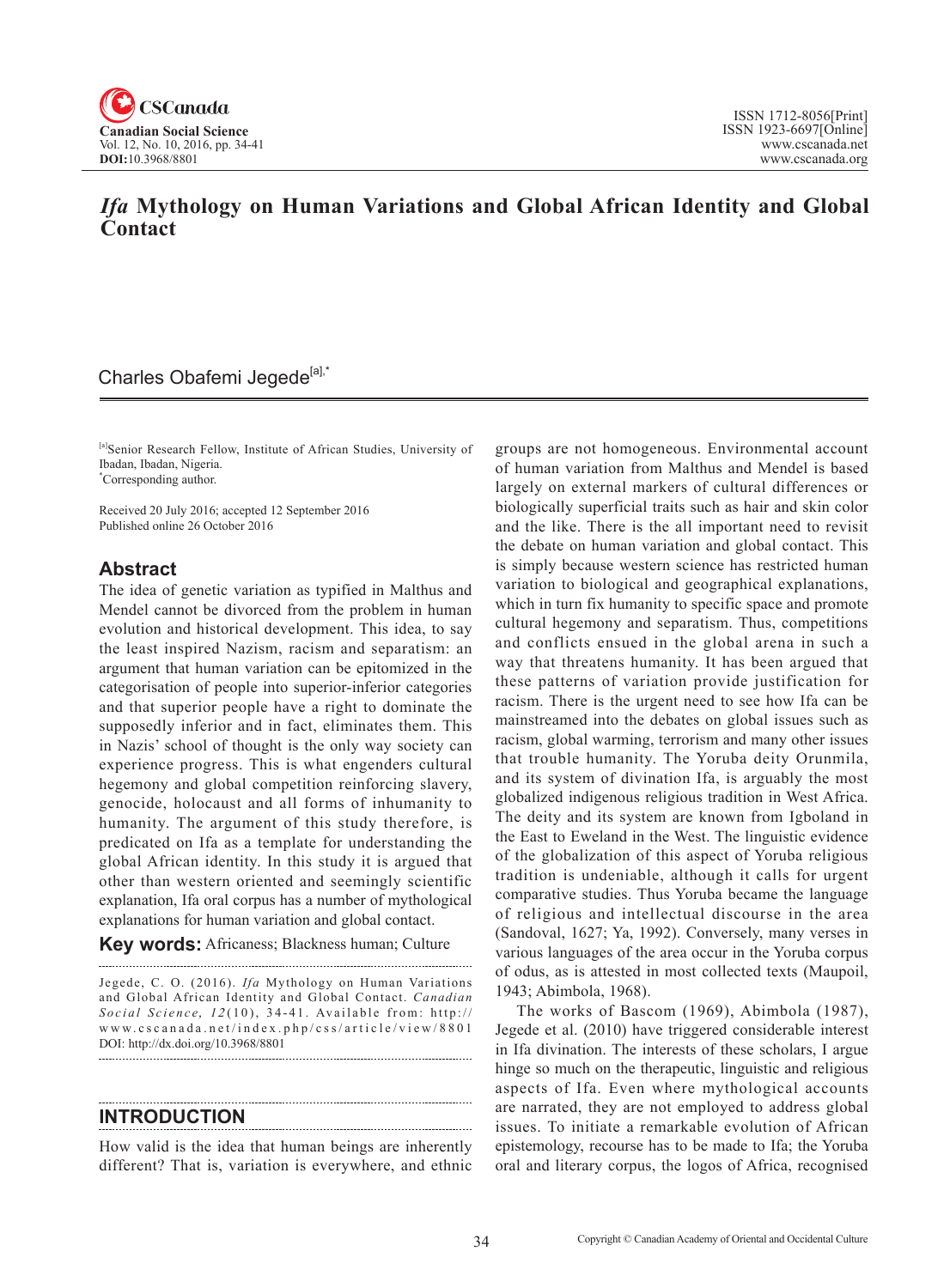# *Ifa* Mythology on Human Variations and Global African Identity and Global Contact

Charles Obafemi Jegede[a],*

[a]Senior Research Fellow, Institute of African Studies, University of Ibadan, Ibadan, Nigeria.
*Corresponding author.

Received 20 July 2016; accepted 12 September 2016
Published online 26 October 2016

## Abstract

The idea of genetic variation as typified in Malthus and Mendel cannot be divorced from the problem in human evolution and historical development. This idea, to say the least inspired Nazism, racism and separatism: an argument that human variation can be epitomized in the categorisation of people into superior-inferior categories and that superior people have a right to dominate the supposedly inferior and in fact, eliminates them. This in Nazis' school of thought is the only way society can experience progress. This is what engenders cultural hegemony and global competition reinforcing slavery, genocide, holocaust and all forms of inhumanity to humanity. The argument of this study therefore, is predicated on Ifa as a template for understanding the global African identity. In this study it is argued that other than western oriented and seemingly scientific explanation, Ifa oral corpus has a number of mythological explanations for human variation and global contact.

**Key words:** Africaness; Blackness human; Culture

Jegede, C. O. (2016). *Ifa* Mythology on Human Variations and Global African Identity and Global Contact. *Canadian Social Science, 12*(10), 34-41. Available from: http://www.cscanada.net/index.php/css/article/view/8801
DOI: http://dx.doi.org/10.3968/8801

## INTRODUCTION

How valid is the idea that human beings are inherently different? That is, variation is everywhere, and ethnic groups are not homogeneous. Environmental account of human variation from Malthus and Mendel is based largely on external markers of cultural differences or biologically superficial traits such as hair and skin color and the like. There is the all important need to revisit the debate on human variation and global contact. This is simply because western science has restricted human variation to biological and geographical explanations, which in turn fix humanity to specific space and promote cultural hegemony and separatism. Thus, competitions and conflicts ensued in the global arena in such a way that threatens humanity. It has been argued that these patterns of variation provide justification for racism. There is the urgent need to see how Ifa can be mainstreamed into the debates on global issues such as racism, global warming, terrorism and many other issues that trouble humanity. The Yoruba deity Orunmila, and its system of divination Ifa, is arguably the most globalized indigenous religious tradition in West Africa. The deity and its system are known from Igboland in the East to Eweland in the West. The linguistic evidence of the globalization of this aspect of Yoruba religious tradition is undeniable, although it calls for urgent comparative studies. Thus Yoruba became the language of religious and intellectual discourse in the area (Sandoval, 1627; Ya, 1992). Conversely, many verses in various languages of the area occur in the Yoruba corpus of odus, as is attested in most collected texts (Maupoil, 1943; Abimbola, 1968).

The works of Bascom (1969), Abimbola (1987), Jegede et al. (2010) have triggered considerable interest in Ifa divination. The interests of these scholars, I argue hinge so much on the therapeutic, linguistic and religious aspects of Ifa. Even where mythological accounts are narrated, they are not employed to address global issues. To initiate a remarkable evolution of African epistemology, recourse has to be made to Ifa; the Yoruba oral and literary corpus, the logos of Africa, recognised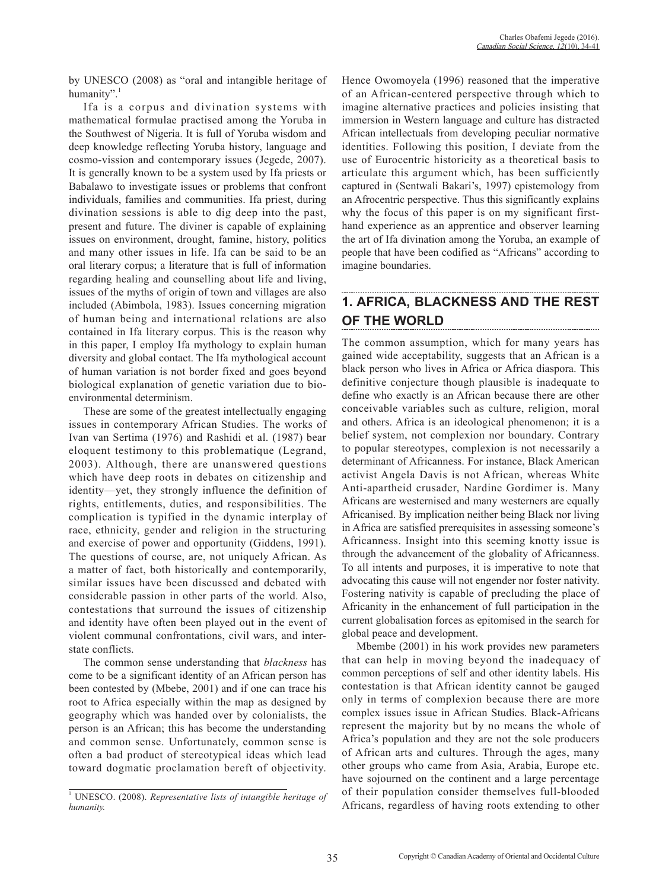by UNESCO (2008) as "oral and intangible heritage of humanity".[1]

Ifa is a corpus and divination systems with mathematical formulae practised among the Yoruba in the Southwest of Nigeria. It is full of Yoruba wisdom and deep knowledge reflecting Yoruba history, language and cosmo-vission and contemporary issues (Jegede, 2007). It is generally known to be a system used by Ifa priests or Babalawo to investigate issues or problems that confront individuals, families and communities. Ifa priest, during divination sessions is able to dig deep into the past, present and future. The diviner is capable of explaining issues on environment, drought, famine, history, politics and many other issues in life. Ifa can be said to be an oral literary corpus; a literature that is full of information regarding healing and counselling about life and living, issues of the myths of origin of town and villages are also included (Abimbola, 1983). Issues concerning migration of human being and international relations are also contained in Ifa literary corpus. This is the reason why in this paper, I employ Ifa mythology to explain human diversity and global contact. The Ifa mythological account of human variation is not border fixed and goes beyond biological explanation of genetic variation due to bio-environmental determinism.

These are some of the greatest intellectually engaging issues in contemporary African Studies. The works of Ivan van Sertima (1976) and Rashidi et al. (1987) bear eloquent testimony to this problematique (Legrand, 2003). Although, there are unanswered questions which have deep roots in debates on citizenship and identity—yet, they strongly influence the definition of rights, entitlements, duties, and responsibilities. The complication is typified in the dynamic interplay of race, ethnicity, gender and religion in the structuring and exercise of power and opportunity (Giddens, 1991). The questions of course, are, not uniquely African. As a matter of fact, both historically and contemporarily, similar issues have been discussed and debated with considerable passion in other parts of the world. Also, contestations that surround the issues of citizenship and identity have often been played out in the event of violent communal confrontations, civil wars, and inter-state conflicts.

The common sense understanding that *blackness* has come to be a significant identity of an African person has been contested by (Mbebe, 2001) and if one can trace his root to Africa especially within the map as designed by geography which was handed over by colonialists, the person is an African; this has become the understanding and common sense. Unfortunately, common sense is often a bad product of stereotypical ideas which lead toward dogmatic proclamation bereft of objectivity. Hence Owomoyela (1996) reasoned that the imperative of an African-centered perspective through which to imagine alternative practices and policies insisting that immersion in Western language and culture has distracted African intellectuals from developing peculiar normative identities. Following this position, I deviate from the use of Eurocentric historicity as a theoretical basis to articulate this argument which, has been sufficiently captured in (Sentwali Bakari's, 1997) epistemology from an Afrocentric perspective. Thus this significantly explains why the focus of this paper is on my significant first-hand experience as an apprentice and observer learning the art of Ifa divination among the Yoruba, an example of people that have been codified as "Africans" according to imagine boundaries.

## 1. AFRICA, BLACKNESS AND THE REST OF THE WORLD

The common assumption, which for many years has gained wide acceptability, suggests that an African is a black person who lives in Africa or Africa diaspora. This definitive conjecture though plausible is inadequate to define who exactly is an African because there are other conceivable variables such as culture, religion, moral and others. Africa is an ideological phenomenon; it is a belief system, not complexion nor boundary. Contrary to popular stereotypes, complexion is not necessarily a determinant of Africanness. For instance, Black American activist Angela Davis is not African, whereas White Anti-apartheid crusader, Nardine Gordimer is. Many Africans are westernised and many westerners are equally Africanised. By implication neither being Black nor living in Africa are satisfied prerequisites in assessing someone's Africanness. Insight into this seeming knotty issue is through the advancement of the globality of Africanness. To all intents and purposes, it is imperative to note that advocating this cause will not engender nor foster nativity. Fostering nativity is capable of precluding the place of Africanity in the enhancement of full participation in the current globalisation forces as epitomised in the search for global peace and development.

Mbembe (2001) in his work provides new parameters that can help in moving beyond the inadequacy of common perceptions of self and other identity labels. His contestation is that African identity cannot be gauged only in terms of complexion because there are more complex issues issue in African Studies. Black-Africans represent the majority but by no means the whole of Africa's population and they are not the sole producers of African arts and cultures. Through the ages, many other groups who came from Asia, Arabia, Europe etc. have sojourned on the continent and a large percentage of their population consider themselves full-blooded Africans, regardless of having roots extending to other

[1] UNESCO. (2008). *Representative lists of intangible heritage of humanity.*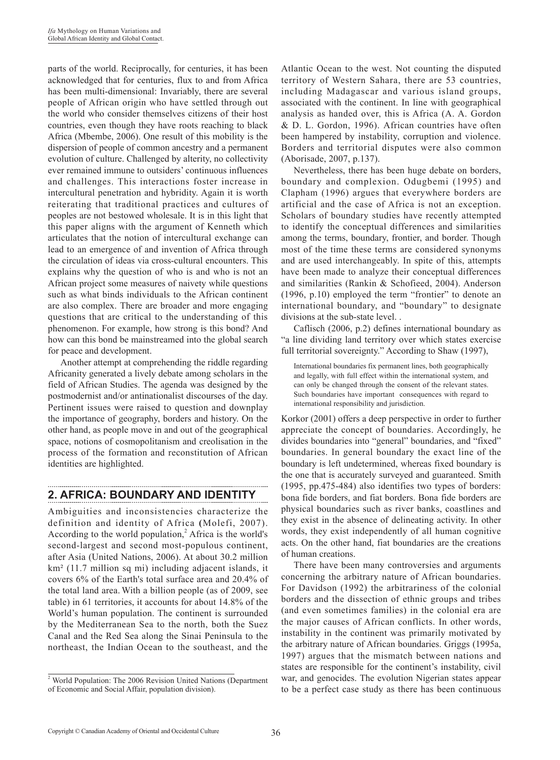parts of the world. Reciprocally, for centuries, it has been acknowledged that for centuries, flux to and from Africa has been multi-dimensional: Invariably, there are several people of African origin who have settled through out the world who consider themselves citizens of their host countries, even though they have roots reaching to black Africa (Mbembe, 2006). One result of this mobility is the dispersion of people of common ancestry and a permanent evolution of culture. Challenged by alterity, no collectivity ever remained immune to outsiders' continuous influences and challenges. This interactions foster increase in intercultural penetration and hybridity. Again it is worth reiterating that traditional practices and cultures of peoples are not bestowed wholesale. It is in this light that this paper aligns with the argument of Kenneth which articulates that the notion of intercultural exchange can lead to an emergence of and invention of Africa through the circulation of ideas via cross-cultural encounters. This explains why the question of who is and who is not an African project some measures of naivety while questions such as what binds individuals to the African continent are also complex. There are broader and more engaging questions that are critical to the understanding of this phenomenon. For example, how strong is this bond? And how can this bond be mainstreamed into the global search for peace and development.

Another attempt at comprehending the riddle regarding Africanity generated a lively debate among scholars in the field of African Studies. The agenda was designed by the postmodernist and/or antinationalist discourses of the day. Pertinent issues were raised to question and downplay the importance of geography, borders and history. On the other hand, as people move in and out of the geographical space, notions of cosmopolitanism and creolisation in the process of the formation and reconstitution of African identities are highlighted.

## 2. AFRICA: BOUNDARY AND IDENTITY

Ambiguities and inconsistencies characterize the definition and identity of Africa (Molefi, 2007). According to the world population,[2] Africa is the world's second-largest and second most-populous continent, after Asia (United Nations, 2006). At about 30.2 million km² (11.7 million sq mi) including adjacent islands, it covers 6% of the Earth's total surface area and 20.4% of the total land area. With a billion people (as of 2009, see table) in 61 territories, it accounts for about 14.8% of the World's human population. The continent is surrounded by the Mediterranean Sea to the north, both the Suez Canal and the Red Sea along the Sinai Peninsula to the northeast, the Indian Ocean to the southeast, and the Atlantic Ocean to the west. Not counting the disputed territory of Western Sahara, there are 53 countries, including Madagascar and various island groups, associated with the continent. In line with geographical analysis as handed over, this is Africa (A. A. Gordon & D. L. Gordon, 1996). African countries have often been hampered by instability, corruption and violence. Borders and territorial disputes were also common (Aborisade, 2007, p.137).

Nevertheless, there has been huge debate on borders, boundary and complexion. Odugbemi (1995) and Clapham (1996) argues that everywhere borders are artificial and the case of Africa is not an exception. Scholars of boundary studies have recently attempted to identify the conceptual differences and similarities among the terms, boundary, frontier, and border. Though most of the time these terms are considered synonyms and are used interchangeably. In spite of this, attempts have been made to analyze their conceptual differences and similarities (Rankin & Schofieed, 2004). Anderson (1996, p.10) employed the term "frontier" to denote an international boundary, and "boundary" to designate divisions at the sub-state level. .

Caflisch (2006, p.2) defines international boundary as "a line dividing land territory over which states exercise full territorial sovereignty." According to Shaw (1997),

> International boundaries fix permanent lines, both geographically and legally, with full effect within the international system, and can only be changed through the consent of the relevant states. Such boundaries have important consequences with regard to international responsibility and jurisdiction.

Korkor (2001) offers a deep perspective in order to further appreciate the concept of boundaries. Accordingly, he divides boundaries into "general" boundaries, and "fixed" boundaries. In general boundary the exact line of the boundary is left undetermined, whereas fixed boundary is the one that is accurately surveyed and guaranteed. Smith (1995, pp.475-484) also identifies two types of borders: bona fide borders, and fiat borders. Bona fide borders are physical boundaries such as river banks, coastlines and they exist in the absence of delineating activity. In other words, they exist independently of all human cognitive acts. On the other hand, fiat boundaries are the creations of human creations.

There have been many controversies and arguments concerning the arbitrary nature of African boundaries. For Davidson (1992) the arbitrariness of the colonial borders and the dissection of ethnic groups and tribes (and even sometimes families) in the colonial era are the major causes of African conflicts. In other words, instability in the continent was primarily motivated by the arbitrary nature of African boundaries. Griggs (1995a, 1997) argues that the mismatch between nations and states are responsible for the continent's instability, civil war, and genocides. The evolution Nigerian states appear to be a perfect case study as there has been continuous

[2] World Population: The 2006 Revision United Nations (Department of Economic and Social Affair, population division).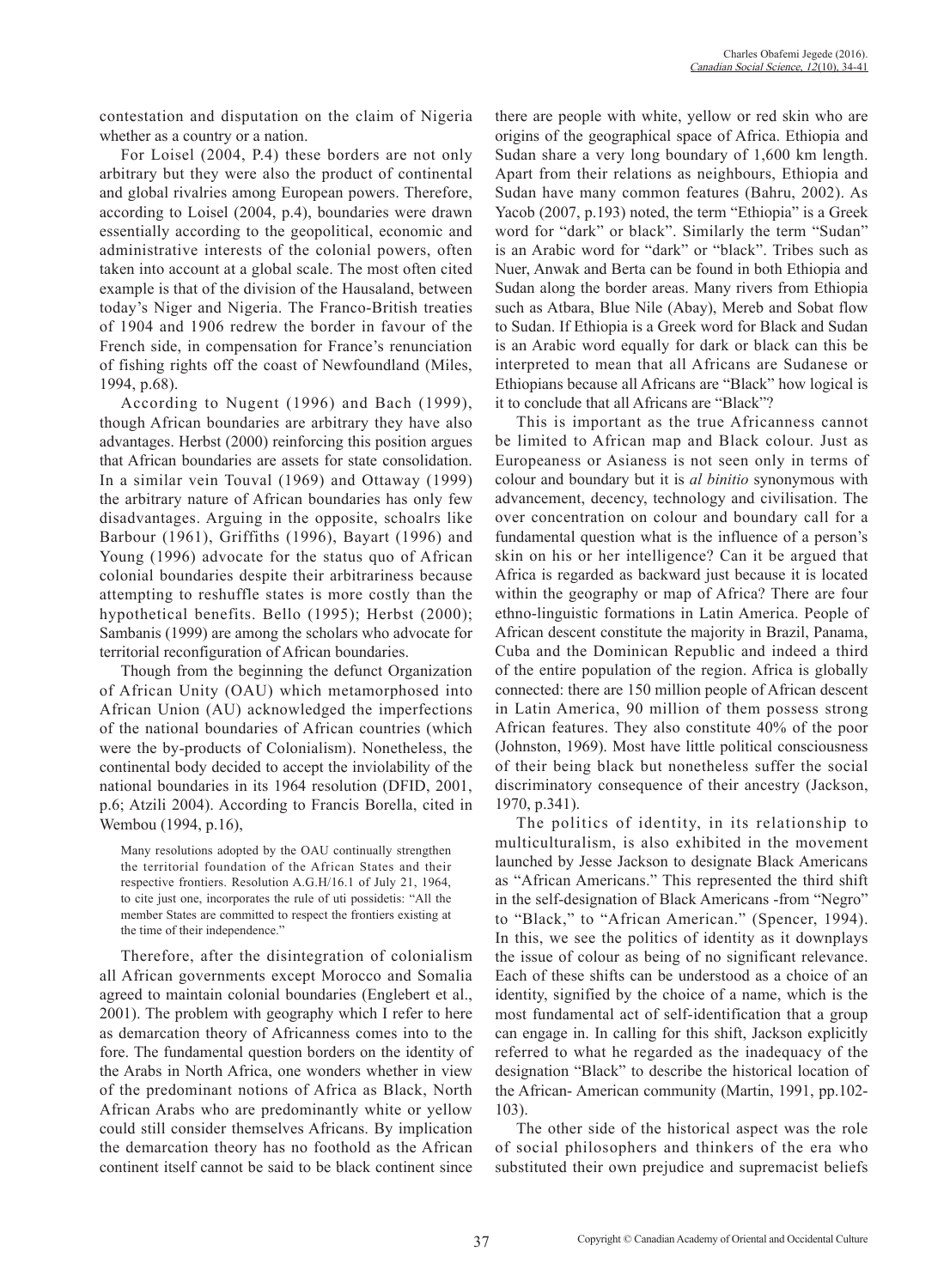contestation and disputation on the claim of Nigeria whether as a country or a nation.

For Loisel (2004, P.4) these borders are not only arbitrary but they were also the product of continental and global rivalries among European powers. Therefore, according to Loisel (2004, p.4), boundaries were drawn essentially according to the geopolitical, economic and administrative interests of the colonial powers, often taken into account at a global scale. The most often cited example is that of the division of the Hausaland, between today's Niger and Nigeria. The Franco-British treaties of 1904 and 1906 redrew the border in favour of the French side, in compensation for France's renunciation of fishing rights off the coast of Newfoundland (Miles, 1994, p.68).

According to Nugent (1996) and Bach (1999), though African boundaries are arbitrary they have also advantages. Herbst (2000) reinforcing this position argues that African boundaries are assets for state consolidation. In a similar vein Touval (1969) and Ottaway (1999) the arbitrary nature of African boundaries has only few disadvantages. Arguing in the opposite, schoalrs like Barbour (1961), Griffiths (1996), Bayart (1996) and Young (1996) advocate for the status quo of African colonial boundaries despite their arbitrariness because attempting to reshuffle states is more costly than the hypothetical benefits. Bello (1995); Herbst (2000); Sambanis (1999) are among the scholars who advocate for territorial reconfiguration of African boundaries.

Though from the beginning the defunct Organization of African Unity (OAU) which metamorphosed into African Union (AU) acknowledged the imperfections of the national boundaries of African countries (which were the by-products of Colonialism). Nonetheless, the continental body decided to accept the inviolability of the national boundaries in its 1964 resolution (DFID, 2001, p.6; Atzili 2004). According to Francis Borella, cited in Wembou (1994, p.16),

> Many resolutions adopted by the OAU continually strengthen the territorial foundation of the African States and their respective frontiers. Resolution A.G.H/16.1 of July 21, 1964, to cite just one, incorporates the rule of uti possidetis: "All the member States are committed to respect the frontiers existing at the time of their independence."

Therefore, after the disintegration of colonialism all African governments except Morocco and Somalia agreed to maintain colonial boundaries (Englebert et al., 2001). The problem with geography which I refer to here as demarcation theory of Africanness comes into to the fore. The fundamental question borders on the identity of the Arabs in North Africa, one wonders whether in view of the predominant notions of Africa as Black, North African Arabs who are predominantly white or yellow could still consider themselves Africans. By implication the demarcation theory has no foothold as the African continent itself cannot be said to be black continent since there are people with white, yellow or red skin who are origins of the geographical space of Africa. Ethiopia and Sudan share a very long boundary of 1,600 km length. Apart from their relations as neighbours, Ethiopia and Sudan have many common features (Bahru, 2002). As Yacob (2007, p.193) noted, the term "Ethiopia" is a Greek word for "dark" or black". Similarly the term "Sudan" is an Arabic word for "dark" or "black". Tribes such as Nuer, Anwak and Berta can be found in both Ethiopia and Sudan along the border areas. Many rivers from Ethiopia such as Atbara, Blue Nile (Abay), Mereb and Sobat flow to Sudan. If Ethiopia is a Greek word for Black and Sudan is an Arabic word equally for dark or black can this be interpreted to mean that all Africans are Sudanese or Ethiopians because all Africans are "Black" how logical is it to conclude that all Africans are "Black"?

This is important as the true Africanness cannot be limited to African map and Black colour. Just as Europeaness or Asianess is not seen only in terms of colour and boundary but it is *al binitio* synonymous with advancement, decency, technology and civilisation. The over concentration on colour and boundary call for a fundamental question what is the influence of a person's skin on his or her intelligence? Can it be argued that Africa is regarded as backward just because it is located within the geography or map of Africa? There are four ethno-linguistic formations in Latin America. People of African descent constitute the majority in Brazil, Panama, Cuba and the Dominican Republic and indeed a third of the entire population of the region. Africa is globally connected: there are 150 million people of African descent in Latin America, 90 million of them possess strong African features. They also constitute 40% of the poor (Johnston, 1969). Most have little political consciousness of their being black but nonetheless suffer the social discriminatory consequence of their ancestry (Jackson, 1970, p.341).

The politics of identity, in its relationship to multiculturalism, is also exhibited in the movement launched by Jesse Jackson to designate Black Americans as "African Americans." This represented the third shift in the self-designation of Black Americans -from "Negro" to "Black," to "African American." (Spencer, 1994). In this, we see the politics of identity as it downplays the issue of colour as being of no significant relevance. Each of these shifts can be understood as a choice of an identity, signified by the choice of a name, which is the most fundamental act of self-identification that a group can engage in. In calling for this shift, Jackson explicitly referred to what he regarded as the inadequacy of the designation "Black" to describe the historical location of the African- American community (Martin, 1991, pp.102-103).

The other side of the historical aspect was the role of social philosophers and thinkers of the era who substituted their own prejudice and supremacist beliefs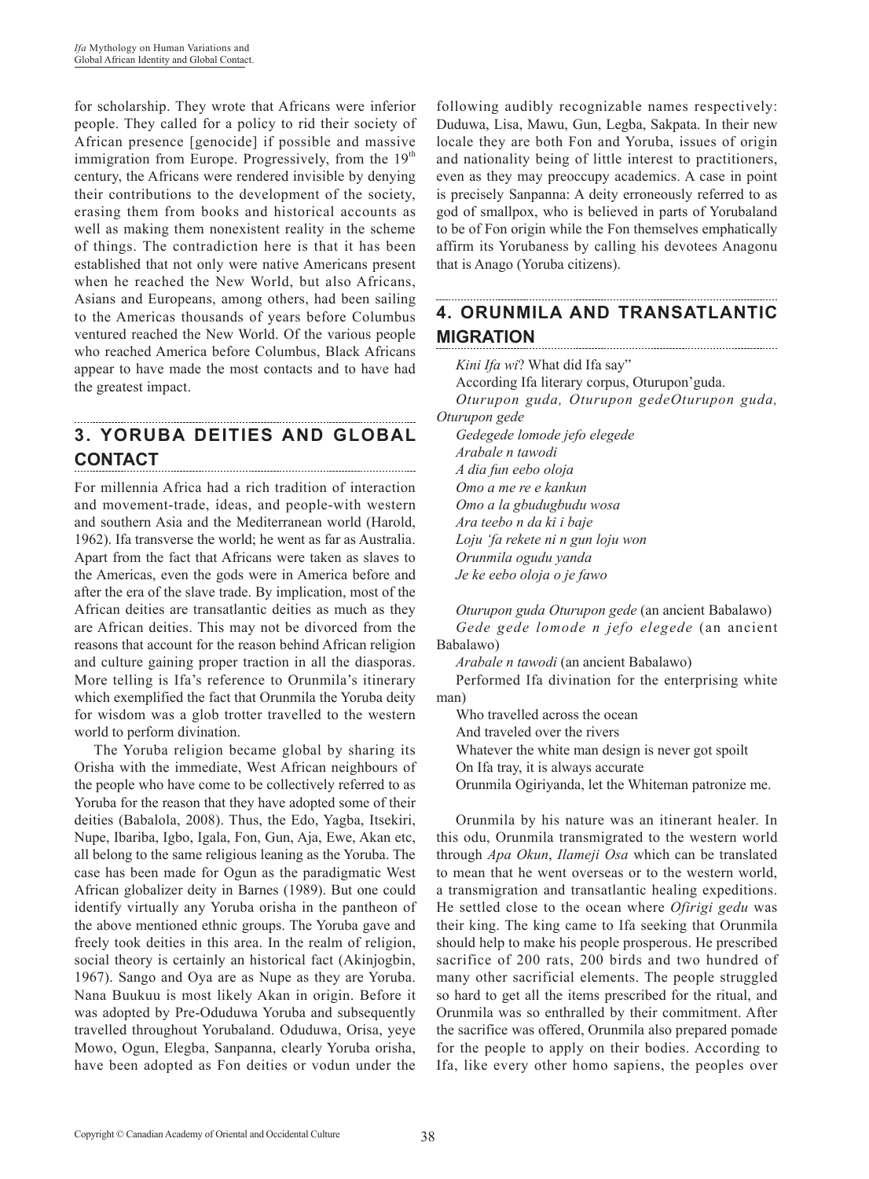for scholarship. They wrote that Africans were inferior people. They called for a policy to rid their society of African presence [genocide] if possible and massive immigration from Europe. Progressively, from the 19th century, the Africans were rendered invisible by denying their contributions to the development of the society, erasing them from books and historical accounts as well as making them nonexistent reality in the scheme of things. The contradiction here is that it has been established that not only were native Americans present when he reached the New World, but also Africans, Asians and Europeans, among others, had been sailing to the Americas thousands of years before Columbus ventured reached the New World. Of the various people who reached America before Columbus, Black Africans appear to have made the most contacts and to have had the greatest impact.

## 3. YORUBA DEITIES AND GLOBAL CONTACT

For millennia Africa had a rich tradition of interaction and movement-trade, ideas, and people-with western and southern Asia and the Mediterranean world (Harold, 1962). Ifa transverse the world; he went as far as Australia. Apart from the fact that Africans were taken as slaves to the Americas, even the gods were in America before and after the era of the slave trade. By implication, most of the African deities are transatlantic deities as much as they are African deities. This may not be divorced from the reasons that account for the reason behind African religion and culture gaining proper traction in all the diasporas. More telling is Ifa's reference to Orunmila's itinerary which exemplified the fact that Orunmila the Yoruba deity for wisdom was a glob trotter travelled to the western world to perform divination.

The Yoruba religion became global by sharing its Orisha with the immediate, West African neighbours of the people who have come to be collectively referred to as Yoruba for the reason that they have adopted some of their deities (Babalola, 2008). Thus, the Edo, Yagba, Itsekiri, Nupe, Ibariba, Igbo, Igala, Fon, Gun, Aja, Ewe, Akan etc, all belong to the same religious leaning as the Yoruba. The case has been made for Ogun as the paradigmatic West African globalizer deity in Barnes (1989). But one could identify virtually any Yoruba orisha in the pantheon of the above mentioned ethnic groups. The Yoruba gave and freely took deities in this area. In the realm of religion, social theory is certainly an historical fact (Akinjogbin, 1967). Sango and Oya are as Nupe as they are Yoruba. Nana Buukuu is most likely Akan in origin. Before it was adopted by Pre-Oduduwa Yoruba and subsequently travelled throughout Yorubaland. Oduduwa, Orisa, yeye Mowo, Ogun, Elegba, Sanpanna, clearly Yoruba orisha, have been adopted as Fon deities or vodun under the following audibly recognizable names respectively: Duduwa, Lisa, Mawu, Gun, Legba, Sakpata. In their new locale they are both Fon and Yoruba, issues of origin and nationality being of little interest to practitioners, even as they may preoccupy academics. A case in point is precisely Sanpanna: A deity erroneously referred to as god of smallpox, who is believed in parts of Yorubaland to be of Fon origin while the Fon themselves emphatically affirm its Yorubaness by calling his devotees Anagonu that is Anago (Yoruba citizens).

## 4. ORUNMILA AND TRANSATLANTIC MIGRATION

*Kini Ifa wi*? What did Ifa say"
According Ifa literary corpus, Oturupon'guda.
*Oturupon guda, Oturupon gedeOturupon guda, Oturupon gede*
*Gedegede lomode jefo elegede*
*Arabale n tawodi*
*A dia fun eebo oloja*
*Omo a me re e kankun*
*Omo a la gbudugbudu wosa*
*Ara teebo n da ki i baje*
*Loju 'fa rekete ni n gun loju won*
*Orunmila ogudu yanda*
*Je ke eebo oloja o je fawo*

*Oturupon guda Oturupon gede* (an ancient Babalawo)
*Gede gede lomode n jefo elegede* (an ancient Babalawo)
*Arabale n tawodi* (an ancient Babalawo)
Performed Ifa divination for the enterprising white man)
Who travelled across the ocean
And traveled over the rivers
Whatever the white man design is never got spoilt
On Ifa tray, it is always accurate
Orunmila Ogiriyanda, let the Whiteman patronize me.

Orunmila by his nature was an itinerant healer. In this odu, Orunmila transmigrated to the western world through *Apa Okun*, *Ilameji Osa* which can be translated to mean that he went overseas or to the western world, a transmigration and transatlantic healing expeditions. He settled close to the ocean where *Ofirigi gedu* was their king. The king came to Ifa seeking that Orunmila should help to make his people prosperous. He prescribed sacrifice of 200 rats, 200 birds and two hundred of many other sacrificial elements. The people struggled so hard to get all the items prescribed for the ritual, and Orunmila was so enthralled by their commitment. After the sacrifice was offered, Orunmila also prepared pomade for the people to apply on their bodies. According to Ifa, like every other homo sapiens, the peoples over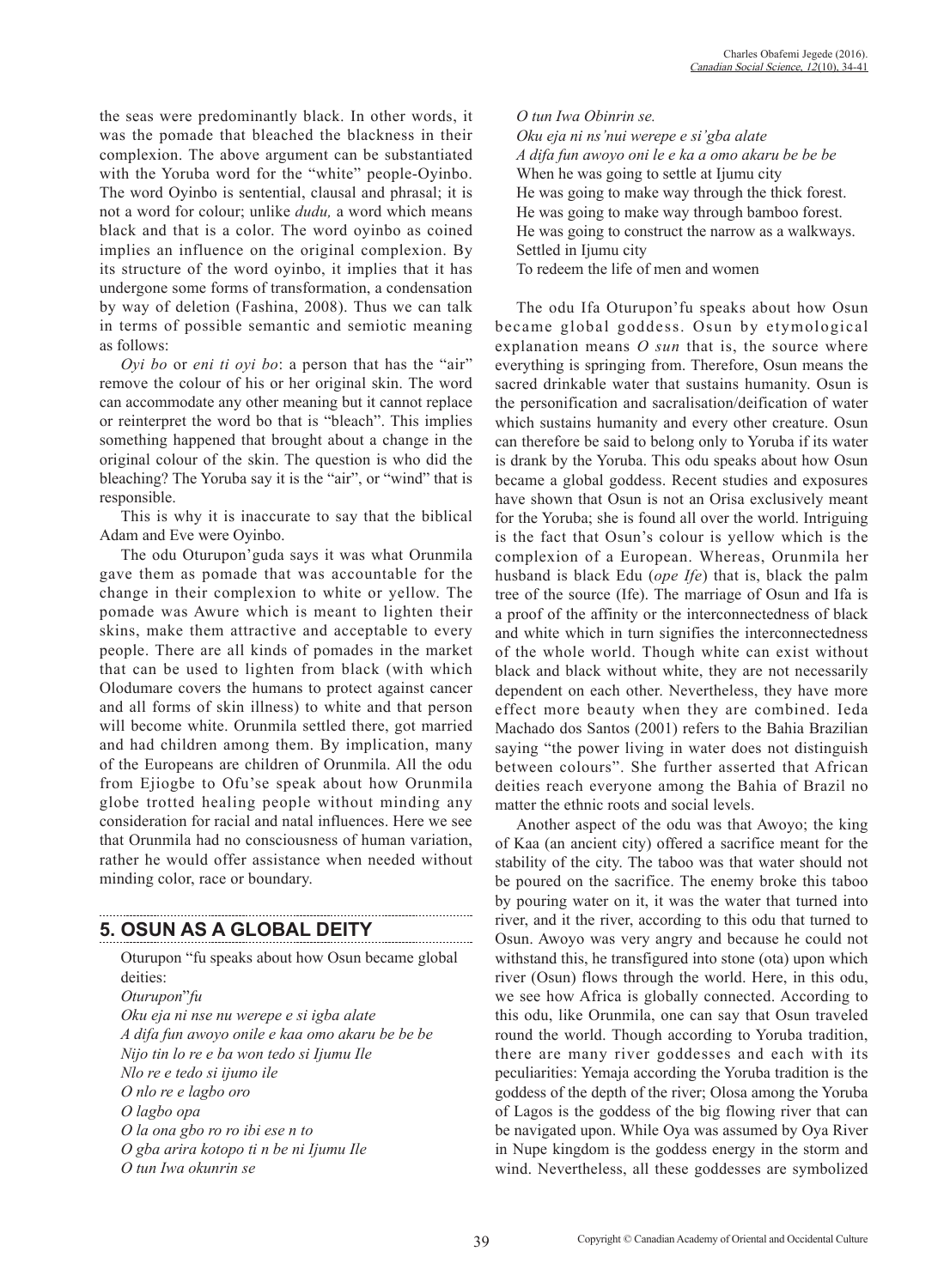the seas were predominantly black. In other words, it was the pomade that bleached the blackness in their complexion. The above argument can be substantiated with the Yoruba word for the "white" people-Oyinbo. The word Oyinbo is sentential, clausal and phrasal; it is not a word for colour; unlike *dudu,* a word which means black and that is a color. The word oyinbo as coined implies an influence on the original complexion. By its structure of the word oyinbo, it implies that it has undergone some forms of transformation, a condensation by way of deletion (Fashina, 2008). Thus we can talk in terms of possible semantic and semiotic meaning as follows:

*Oyi bo* or *eni ti oyi bo*: a person that has the "air" remove the colour of his or her original skin. The word can accommodate any other meaning but it cannot replace or reinterpret the word bo that is "bleach". This implies something happened that brought about a change in the original colour of the skin. The question is who did the bleaching? The Yoruba say it is the "air", or "wind" that is responsible.

This is why it is inaccurate to say that the biblical Adam and Eve were Oyinbo.

The odu Oturupon'guda says it was what Orunmila gave them as pomade that was accountable for the change in their complexion to white or yellow. The pomade was Awure which is meant to lighten their skins, make them attractive and acceptable to every people. There are all kinds of pomades in the market that can be used to lighten from black (with which Olodumare covers the humans to protect against cancer and all forms of skin illness) to white and that person will become white. Orunmila settled there, got married and had children among them. By implication, many of the Europeans are children of Orunmila. All the odu from Ejiogbe to Ofu'se speak about how Orunmila globe trotted healing people without minding any consideration for racial and natal influences. Here we see that Orunmila had no consciousness of human variation, rather he would offer assistance when needed without minding color, race or boundary.

## 5. OSUN AS A GLOBAL DEITY

Oturupon "fu speaks about how Osun became global deities:

*Oturupon"fu*
*Oku eja ni nse nu werepe e si igba alate*
*A difa fun awoyo onile e kaa omo akaru be be be*
*Nijo tin lo re e ba won tedo si Ijumu Ile*
*Nlo re e tedo si ijumo ile*
*O nlo re e lagbo oro*
*O lagbo opa*
*O la ona gbo ro ro ibi ese n to*
*O gba arira kotopo ti n be ni Ijumu Ile*
*O tun Iwa okunrin se*
*O tun Iwa Obinrin se.*
*Oku eja ni ns'nui werepe e si'gba alate*
*A difa fun awoyo oni le e ka a omo akaru be be be*
When he was going to settle at Ijumu city
He was going to make way through the thick forest.
He was going to make way through bamboo forest.
He was going to construct the narrow as a walkways.
Settled in Ijumu city
To redeem the life of men and women

The odu Ifa Oturupon'fu speaks about how Osun became global goddess. Osun by etymological explanation means *O sun* that is, the source where everything is springing from. Therefore, Osun means the sacred drinkable water that sustains humanity. Osun is the personification and sacralisation/deification of water which sustains humanity and every other creature. Osun can therefore be said to belong only to Yoruba if its water is drank by the Yoruba. This odu speaks about how Osun became a global goddess. Recent studies and exposures have shown that Osun is not an Orisa exclusively meant for the Yoruba; she is found all over the world. Intriguing is the fact that Osun's colour is yellow which is the complexion of a European. Whereas, Orunmila her husband is black Edu (*ope Ife*) that is, black the palm tree of the source (Ife). The marriage of Osun and Ifa is a proof of the affinity or the interconnectedness of black and white which in turn signifies the interconnectedness of the whole world. Though white can exist without black and black without white, they are not necessarily dependent on each other. Nevertheless, they have more effect more beauty when they are combined. Ieda Machado dos Santos (2001) refers to the Bahia Brazilian saying "the power living in water does not distinguish between colours". She further asserted that African deities reach everyone among the Bahia of Brazil no matter the ethnic roots and social levels.

Another aspect of the odu was that Awoyo; the king of Kaa (an ancient city) offered a sacrifice meant for the stability of the city. The taboo was that water should not be poured on the sacrifice. The enemy broke this taboo by pouring water on it, it was the water that turned into river, and it the river, according to this odu that turned to Osun. Awoyo was very angry and because he could not withstand this, he transfigured into stone (ota) upon which river (Osun) flows through the world. Here, in this odu, we see how Africa is globally connected. According to this odu, like Orunmila, one can say that Osun traveled round the world. Though according to Yoruba tradition, there are many river goddesses and each with its peculiarities: Yemaja according the Yoruba tradition is the goddess of the depth of the river; Olosa among the Yoruba of Lagos is the goddess of the big flowing river that can be navigated upon. While Oya was assumed by Oya River in Nupe kingdom is the goddess energy in the storm and wind. Nevertheless, all these goddesses are symbolized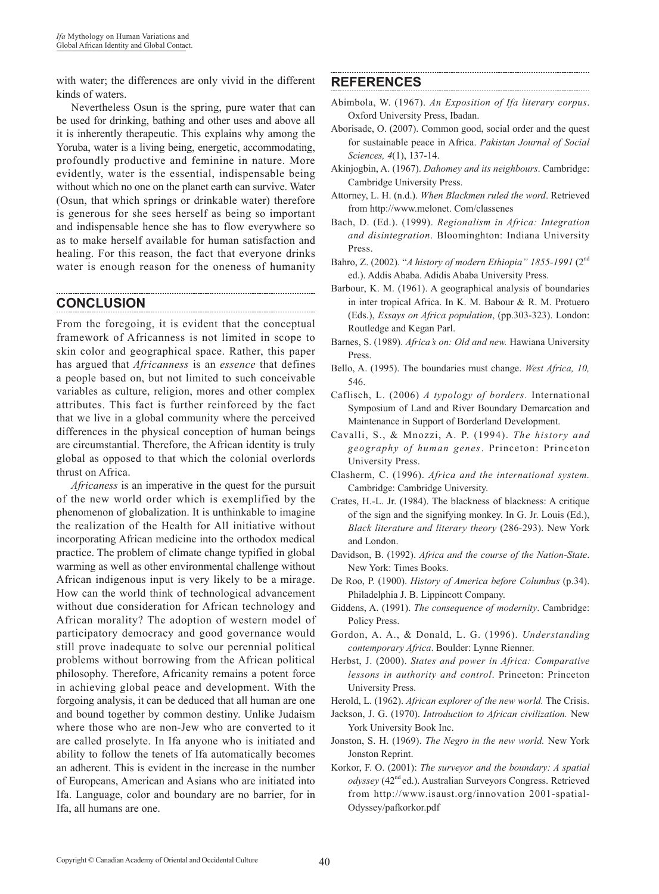with water; the differences are only vivid in the different kinds of waters.

Nevertheless Osun is the spring, pure water that can be used for drinking, bathing and other uses and above all it is inherently therapeutic. This explains why among the Yoruba, water is a living being, energetic, accommodating, profoundly productive and feminine in nature. More evidently, water is the essential, indispensable being without which no one on the planet earth can survive. Water (Osun, that which springs or drinkable water) therefore is generous for she sees herself as being so important and indispensable hence she has to flow everywhere so as to make herself available for human satisfaction and healing. For this reason, the fact that everyone drinks water is enough reason for the oneness of humanity

## CONCLUSION

From the foregoing, it is evident that the conceptual framework of Africanness is not limited in scope to skin color and geographical space. Rather, this paper has argued that *Africanness* is an *essence* that defines a people based on, but not limited to such conceivable variables as culture, religion, mores and other complex attributes. This fact is further reinforced by the fact that we live in a global community where the perceived differences in the physical conception of human beings are circumstantial. Therefore, the African identity is truly global as opposed to that which the colonial overlords thrust on Africa.

*Africaness* is an imperative in the quest for the pursuit of the new world order which is exemplified by the phenomenon of globalization. It is unthinkable to imagine the realization of the Health for All initiative without incorporating African medicine into the orthodox medical practice. The problem of climate change typified in global warming as well as other environmental challenge without African indigenous input is very likely to be a mirage. How can the world think of technological advancement without due consideration for African technology and African morality? The adoption of western model of participatory democracy and good governance would still prove inadequate to solve our perennial political problems without borrowing from the African political philosophy. Therefore, Africanity remains a potent force in achieving global peace and development. With the forgoing analysis, it can be deduced that all human are one and bound together by common destiny. Unlike Judaism where those who are non-Jew who are converted to it are called proselyte. In Ifa anyone who is initiated and ability to follow the tenets of Ifa automatically becomes an adherent. This is evident in the increase in the number of Europeans, American and Asians who are initiated into Ifa. Language, color and boundary are no barrier, for in Ifa, all humans are one.

## REFERENCES

Abimbola, W. (1967). *An Exposition of Ifa literary corpus*. Oxford University Press, Ibadan.

Aborisade, O. (2007). Common good, social order and the quest for sustainable peace in Africa. *Pakistan Journal of Social Sciences, 4*(1), 137-14.

Akinjogbin, A. (1967). *Dahomey and its neighbours*. Cambridge: Cambridge University Press.

Attorney, L. H. (n.d.). *When Blackmen ruled the word*. Retrieved from http://www.melonet. Com/classenes

Bach, D. (Ed.). (1999). *Regionalism in Africa: Integration and disintegration*. Bloominghton: Indiana University Press.

Bahro, Z. (2002). "*A history of modern Ethiopia" 1855-1991* (2nd ed.). Addis Ababa. Adidis Ababa University Press.

Barbour, K. M. (1961). A geographical analysis of boundaries in inter tropical Africa. In K. M. Babour & R. M. Protuero (Eds.), *Essays on Africa population*, (pp.303-323). London: Routledge and Kegan Parl.

Barnes, S. (1989). *Africa's on: Old and new.* Hawiana University Press.

Bello, A. (1995). The boundaries must change. *West Africa, 10,* 546.

Caflisch, L. (2006) *A typology of borders.* International Symposium of Land and River Boundary Demarcation and Maintenance in Support of Borderland Development.

Cavalli, S., & Mnozzi, A. P. (1994). *The history and geography of human genes*. Princeton: Princeton University Press.

Clasherm, C. (1996). *Africa and the international system.* Cambridge: Cambridge University.

Crates, H.-L. Jr. (1984). The blackness of blackness: A critique of the sign and the signifying monkey. In G. Jr. Louis (Ed.), *Black literature and literary theory* (286-293). New York and London.

Davidson, B. (1992). *Africa and the course of the Nation-State*. New York: Times Books.

De Roo, P. (1900). *History of America before Columbus* (p.34). Philadelphia J. B. Lippincott Company.

Giddens, A. (1991). *The consequence of modernity*. Cambridge: Policy Press.

Gordon, A. A., & Donald, L. G. (1996). *Understanding contemporary Africa*. Boulder: Lynne Rienner.

Herbst, J. (2000). *States and power in Africa: Comparative lessons in authority and control*. Princeton: Princeton University Press.

Herold, L. (1962). *African explorer of the new world.* The Crisis.

Jackson, J. G. (1970). *Introduction to African civilization.* New York University Book Inc.

Jonston, S. H. (1969). *The Negro in the new world.* New York Jonston Reprint.

Korkor, F. O. (2001): *The surveyor and the boundary: A spatial odyssey* (42nd ed.). Australian Surveyors Congress. Retrieved from http://www.isaust.org/innovation 2001-spatial-Odyssey/pafkorkor.pdf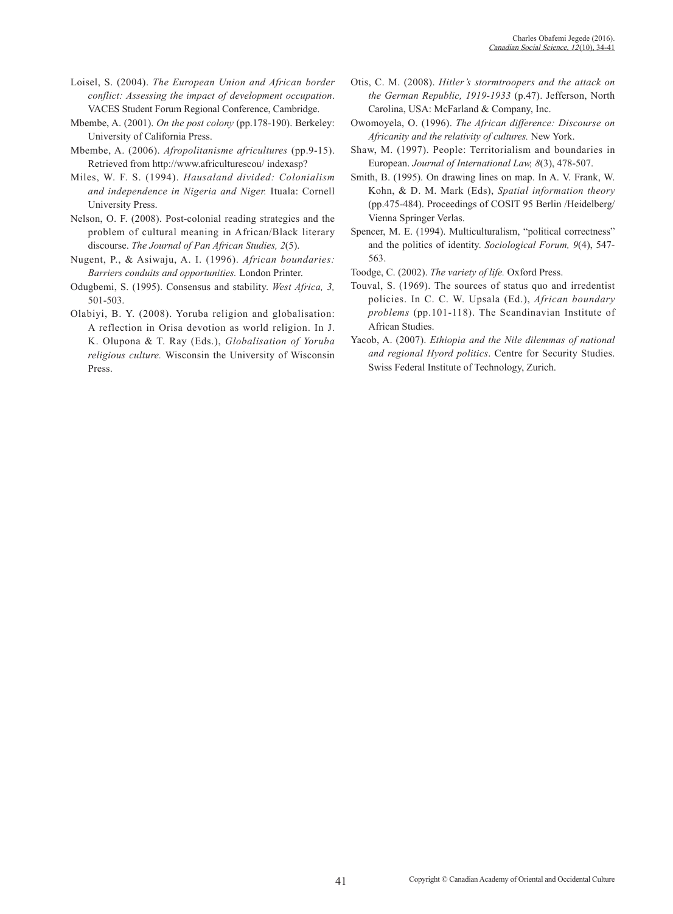Loisel, S. (2004). *The European Union and African border conflict: Assessing the impact of development occupation*. VACES Student Forum Regional Conference, Cambridge.

Mbembe, A. (2001). *On the post colony* (pp.178-190). Berkeley: University of California Press.

Mbembe, A. (2006). *Afropolitanisme africultures* (pp.9-15). Retrieved from http://www.africulturescou/ indexasp?

Miles, W. F. S. (1994). *Hausaland divided: Colonialism and independence in Nigeria and Niger.* Ituala: Cornell University Press.

Nelson, O. F. (2008). Post-colonial reading strategies and the problem of cultural meaning in African/Black literary discourse. *The Journal of Pan African Studies, 2*(5).

Nugent, P., & Asiwaju, A. I. (1996). *African boundaries: Barriers conduits and opportunities.* London Printer.

Odugbemi, S. (1995). Consensus and stability. *West Africa, 3,* 501-503.

Olabiyi, B. Y. (2008). Yoruba religion and globalisation: A reflection in Orisa devotion as world religion. In J. K. Olupona & T. Ray (Eds.), *Globalisation of Yoruba religious culture.* Wisconsin the University of Wisconsin Press.

Otis, C. M. (2008). *Hitler's stormtroopers and the attack on the German Republic, 1919-1933* (p.47). Jefferson, North Carolina, USA: McFarland & Company, Inc.

Owomoyela, O. (1996). *The African difference: Discourse on Africanity and the relativity of cultures.* New York.

Shaw, M. (1997). People: Territorialism and boundaries in European. *Journal of International Law, 8*(3), 478-507.

Smith, B. (1995). On drawing lines on map. In A. V. Frank, W. Kohn, & D. M. Mark (Eds), *Spatial information theory* (pp.475-484). Proceedings of COSIT 95 Berlin /Heidelberg/ Vienna Springer Verlas.

Spencer, M. E. (1994). Multiculturalism, "political correctness" and the politics of identity. *Sociological Forum, 9*(4), 547-563.

Toodge, C. (2002). *The variety of life.* Oxford Press.

Touval, S. (1969). The sources of status quo and irredentist policies. In C. C. W. Upsala (Ed.), *African boundary problems* (pp.101-118). The Scandinavian Institute of African Studies.

Yacob, A. (2007). *Ethiopia and the Nile dilemmas of national and regional Hyord politics*. Centre for Security Studies. Swiss Federal Institute of Technology, Zurich.